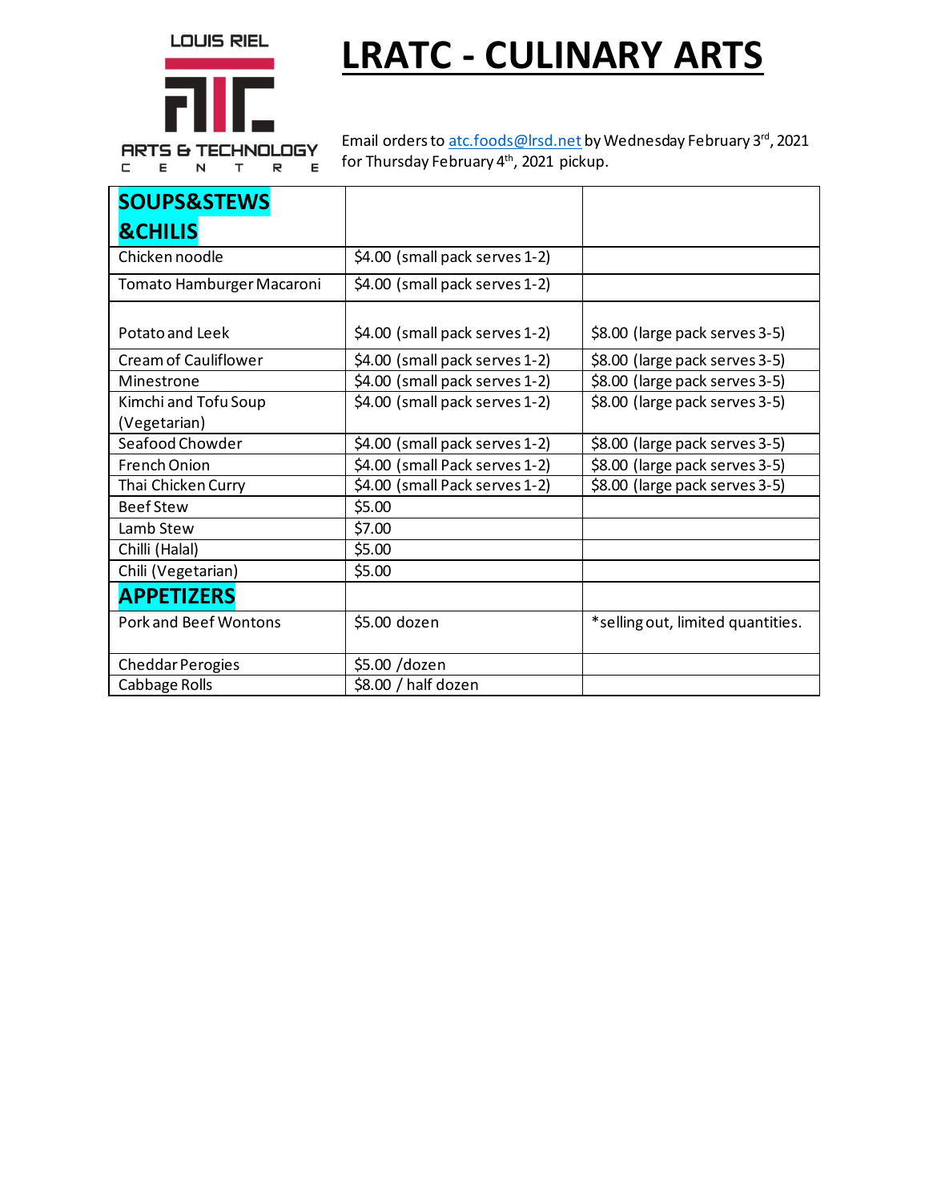LOUIS RIEL

ARTS & TECHNOLOGY CENTRE

# LRATC - CULINARY ARTS

Email orders to atc.foods@lrsd.net by Wednesday February 3rd, 2021 for Thursday February 4th, 2021 pickup.

| **SOUPS&STEWS &CHILIS** | | |
|---|---|---|
| Chicken noodle | $4.00 (small pack serves 1-2) | |
| Tomato Hamburger Macaroni | $4.00 (small pack serves 1-2) | |
| Potato and Leek | $4.00 (small pack serves 1-2) | $8.00 (large pack serves 3-5) |
| Cream of Cauliflower | $4.00 (small pack serves 1-2) | $8.00 (large pack serves 3-5) |
| Minestrone | $4.00 (small pack serves 1-2) | $8.00 (large pack serves 3-5) |
| Kimchi and Tofu Soup (Vegetarian) | $4.00 (small pack serves 1-2) | $8.00 (large pack serves 3-5) |
| Seafood Chowder | $4.00 (small pack serves 1-2) | $8.00 (large pack serves 3-5) |
| French Onion | $4.00 (small Pack serves 1-2) | $8.00 (large pack serves 3-5) |
| Thai Chicken Curry | $4.00 (small Pack serves 1-2) | $8.00 (large pack serves 3-5) |
| Beef Stew | $5.00 | |
| Lamb Stew | $7.00 | |
| Chilli (Halal) | $5.00 | |
| Chili (Vegetarian) | $5.00 | |
| **APPETIZERS** | | |
| Pork and Beef Wontons | $5.00 dozen | *selling out, limited quantities. |
| Cheddar Perogies | $5.00 /dozen | |
| Cabbage Rolls | $8.00 / half dozen | |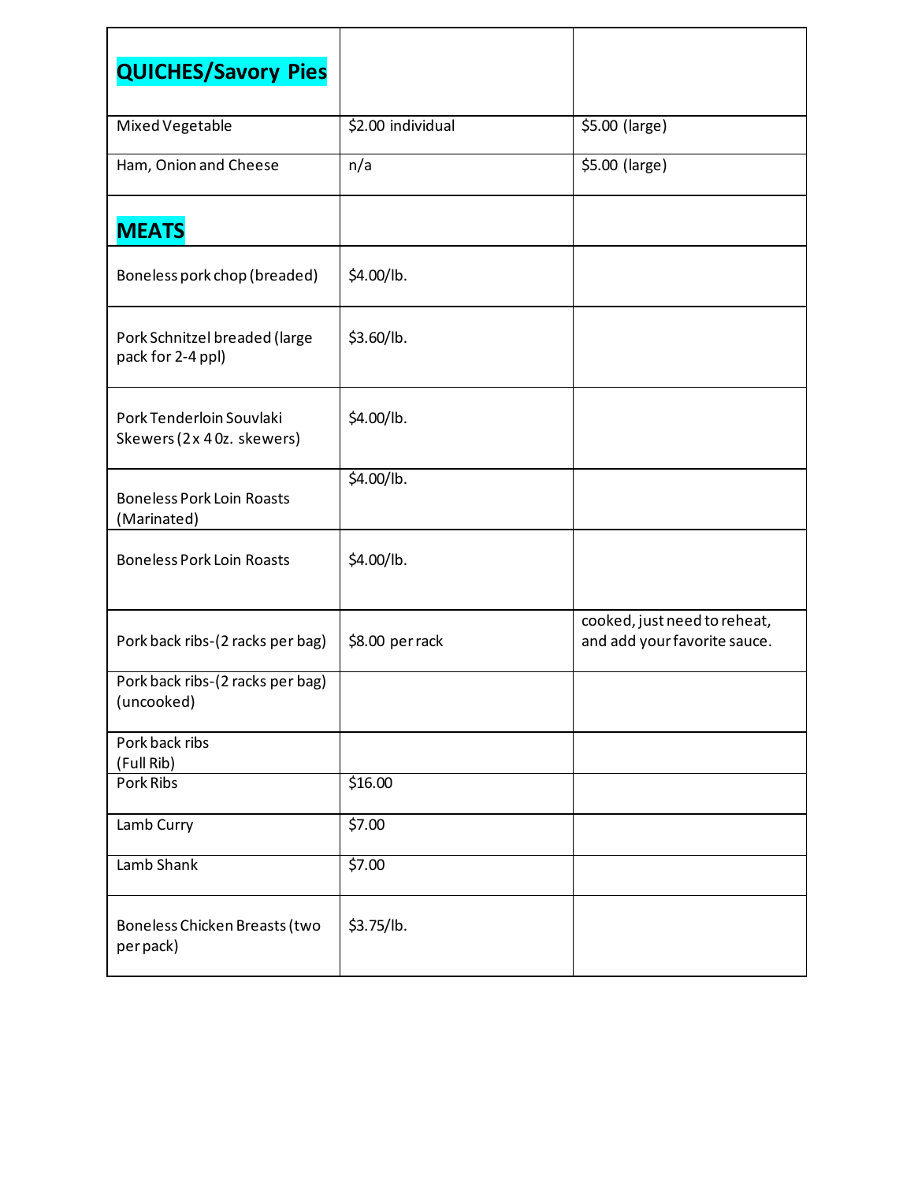| **QUICHES/Savory Pies** | | |
|---|---|---|
| Mixed Vegetable | $2.00 individual | $5.00 (large) |
| Ham, Onion and Cheese | n/a | $5.00 (large) |
| **MEATS** | | |
| Boneless pork chop (breaded) | $4.00/lb. | |
| Pork Schnitzel breaded (large pack for 2-4 ppl) | $3.60/lb. | |
| Pork Tenderloin Souvlaki Skewers (2 x 4 0z. skewers) | $4.00/lb. | |
| Boneless Pork Loin Roasts (Marinated) | $4.00/lb. | |
| Boneless Pork Loin Roasts | $4.00/lb. | |
| Pork back ribs-(2 racks per bag) | $8.00 per rack | cooked, just need to reheat, and add your favorite sauce. |
| Pork back ribs-(2 racks per bag) (uncooked) | | |
| Pork back ribs (Full Rib) | | |
| Pork Ribs | $16.00 | |
| Lamb Curry | $7.00 | |
| Lamb Shank | $7.00 | |
| Boneless Chicken Breasts (two per pack) | $3.75/lb. | |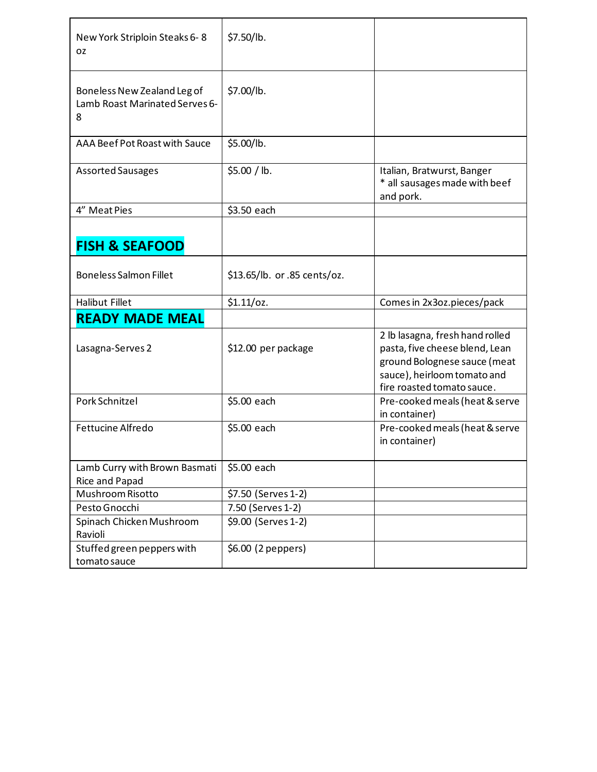| | | |
|---|---|---|
| New York Striploin Steaks 6- 8 oz | $7.50/lb. | |
| Boneless New Zealand Leg of Lamb Roast Marinated Serves 6-8 | $7.00/lb. | |
| AAA Beef Pot Roast with Sauce | $5.00/lb. | |
| Assorted Sausages | $5.00 / lb. | Italian, Bratwurst, Banger<br>* all sausages made with beef and pork. |
| 4" Meat Pies | $3.50 each | |
| **FISH & SEAFOOD** | | |
| Boneless Salmon Fillet | $13.65/lb. or .85 cents/oz. | |
| Halibut Fillet | $1.11/oz. | Comes in 2x3oz.pieces/pack |
| **READY MADE MEAL** | | |
| Lasagna-Serves 2 | $12.00 per package | 2 lb lasagna, fresh hand rolled pasta, five cheese blend, Lean ground Bolognese sauce (meat sauce), heirloom tomato and fire roasted tomato sauce. |
| Pork Schnitzel | $5.00 each | Pre-cooked meals (heat & serve in container) |
| Fettucine Alfredo | $5.00 each | Pre-cooked meals (heat & serve in container) |
| Lamb Curry with Brown Basmati Rice and Papad | $5.00 each | |
| Mushroom Risotto | $7.50 (Serves 1-2) | |
| Pesto Gnocchi | 7.50 (Serves 1-2) | |
| Spinach Chicken Mushroom Ravioli | $9.00 (Serves 1-2) | |
| Stuffed green peppers with tomato sauce | $6.00 (2 peppers) | |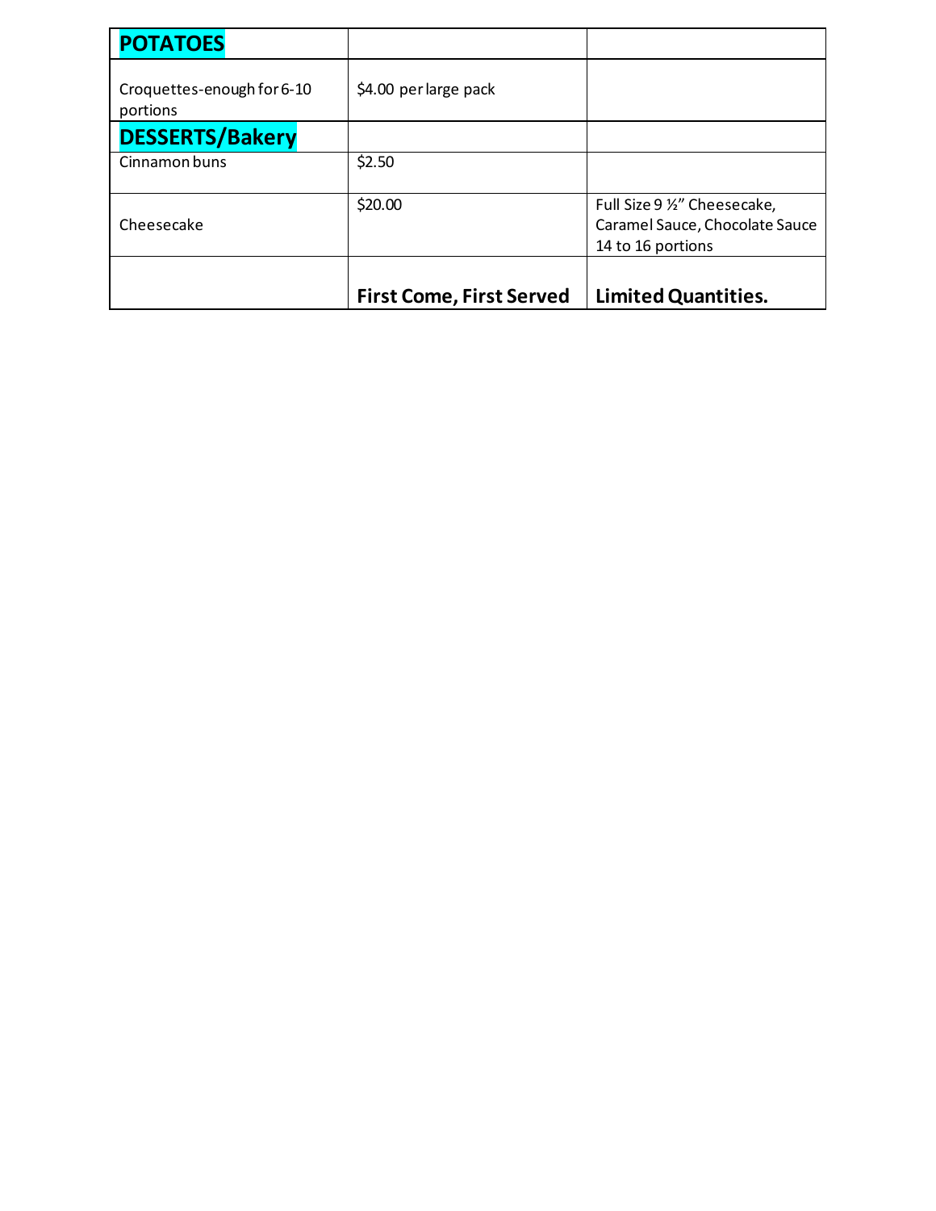| | | |
|---|---|---|
| **POTATOES** | | |
| Croquettes-enough for 6-10 portions | $4.00 per large pack | |
| **DESSERTS/Bakery** | | |
| Cinnamon buns | $2.50 | |
| Cheesecake | $20.00 | Full Size 9 ½" Cheesecake, Caramel Sauce, Chocolate Sauce 14 to 16 portions |
| | **First Come, First Served** | **Limited Quantities.** |